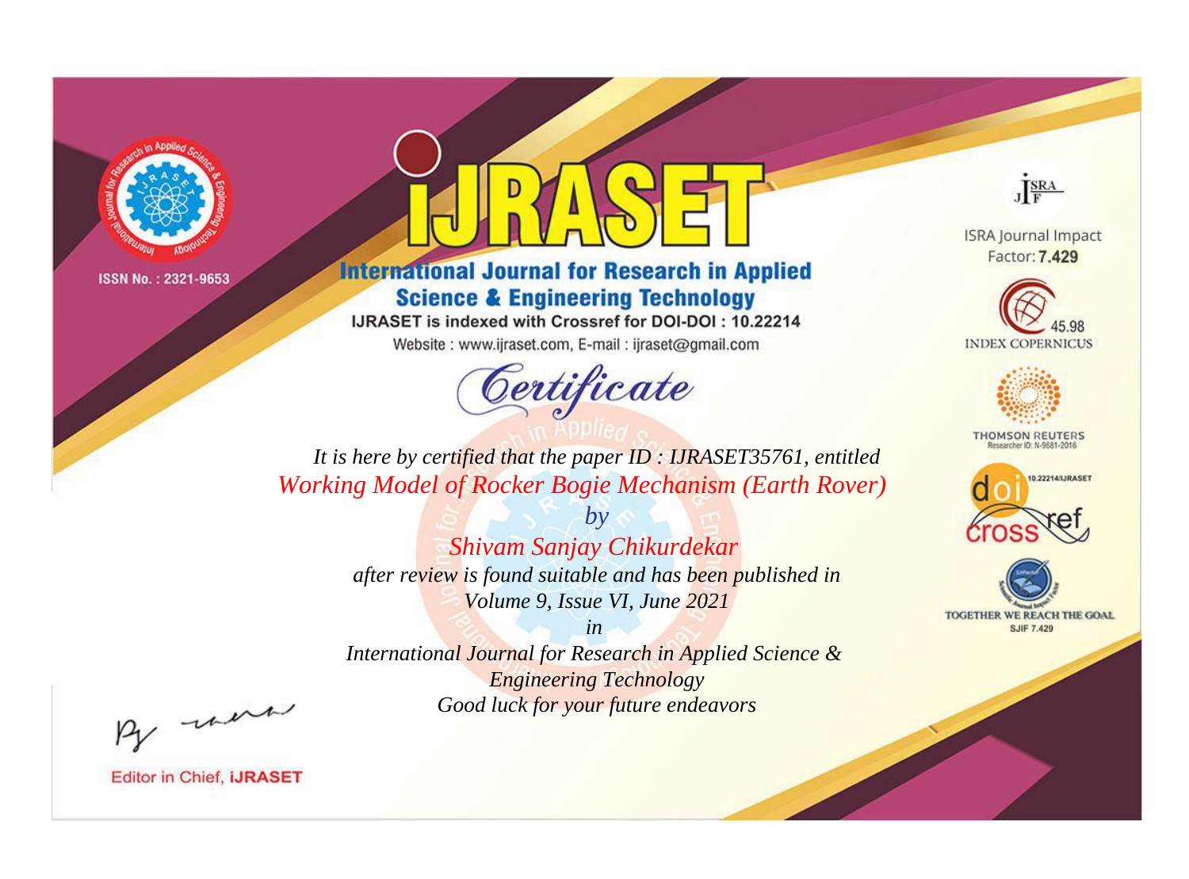ISSN No. : 2321-9653

# IJRASET

## International Journal for Research in Applied Science & Engineering Technology

IJRASET is indexed with Crossref for DOI-DOI : 10.22214

Website : www.ijraset.com, E-mail : ijraset@gmail.com

# Certificate

*It is here by certified that the paper ID : IJRASET35761, entitled*

*Working Model of Rocker Bogie Mechanism (Earth Rover)*

*by*

*Shivam Sanjay Chikurdekar*

*after review is found suitable and has been published in*

*Volume 9, Issue VI, June 2021*

*in*

*International Journal for Research in Applied Science & Engineering Technology*

*Good luck for your future endeavors*

ISRA Journal Impact Factor: **7.429**

45.98 INDEX COPERNICUS

THOMSON REUTERS Researcher ID: N-9681-2016

10.22214/IJRASET

TOGETHER WE REACH THE GOAL SJIF 7.429

Editor in Chief, **IJRASET**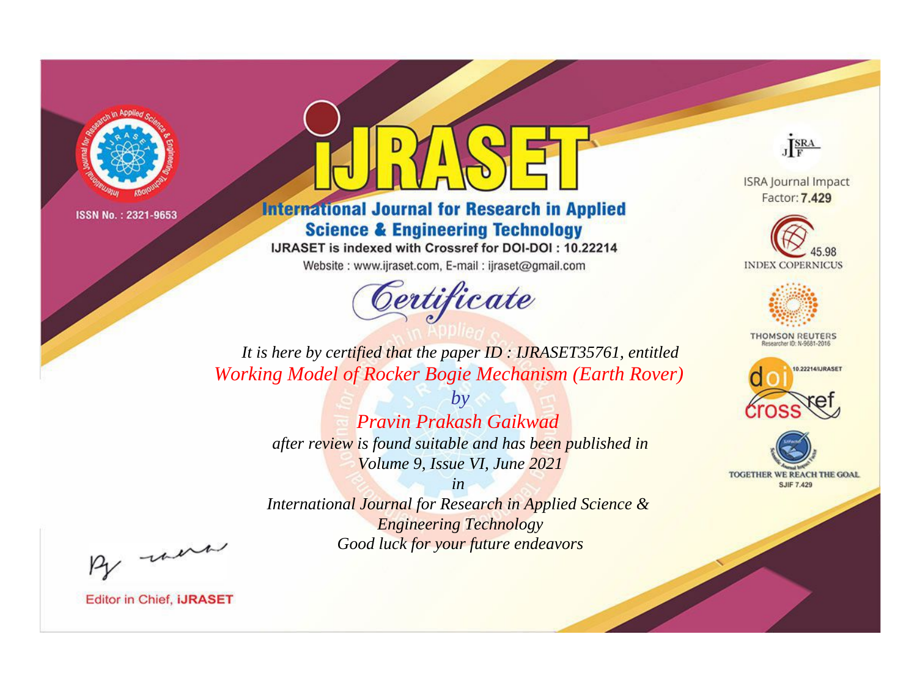ISSN No. : 2321-9653

# iJRASET

## International Journal for Research in Applied Science & Engineering Technology

IJRASET is indexed with Crossref for DOI-DOI : 10.22214

Website : www.ijraset.com, E-mail : ijraset@gmail.com

ISRA Journal Impact Factor: **7.429**

45.98 INDEX COPERNICUS

THOMSON REUTERS Researcher ID: N-9681-2016

10.22214/IJRASET

TOGETHER WE REACH THE GOAL SJIF 7.429

# *Certificate*

*It is here by certified that the paper ID : IJRASET35761, entitled*

*Working Model of Rocker Bogie Mechanism (Earth Rover)*

*by*

*Pravin Prakash Gaikwad*

*after review is found suitable and has been published in*

*Volume 9, Issue VI, June 2021*

*in*

*International Journal for Research in Applied Science & Engineering Technology*

*Good luck for your future endeavors*

Editor in Chief, **iJRASET**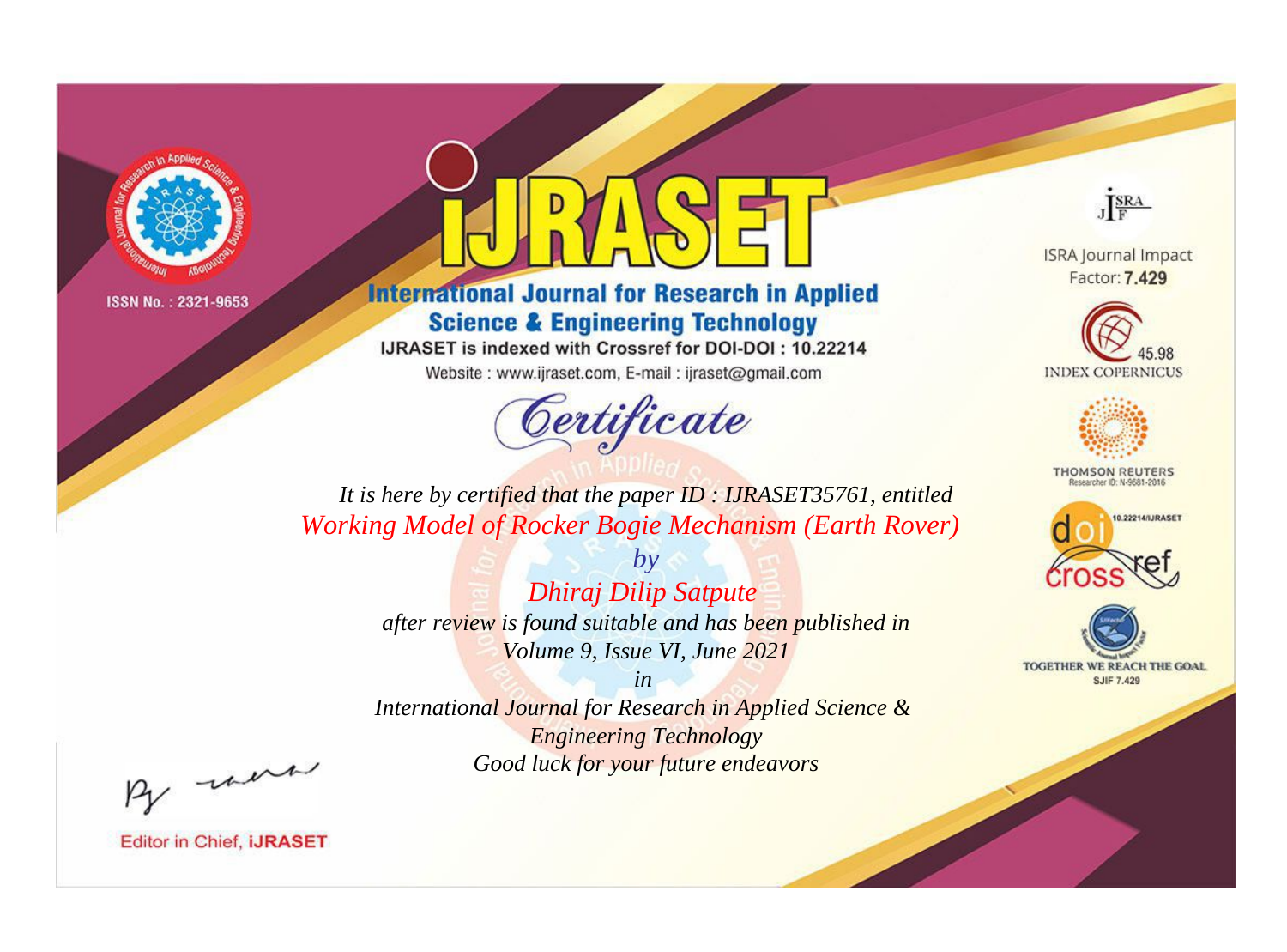ISSN No. : 2321-9653

# iJRASET

## International Journal for Research in Applied Science & Engineering Technology

IJRASET is indexed with Crossref for DOI-DOI : 10.22214

Website : www.ijraset.com, E-mail : ijraset@gmail.com

*Certificate*

*It is here by certified that the paper ID : IJRASET35761, entitled*

*Working Model of Rocker Bogie Mechanism (Earth Rover)*

*by*

*Dhiraj Dilip Satpute*

*after review is found suitable and has been published in*

*Volume 9, Issue VI, June 2021*

*in*

*International Journal for Research in Applied Science & Engineering Technology*

*Good luck for your future endeavors*

ISRA Journal Impact Factor: **7.429**

45.98 INDEX COPERNICUS

THOMSON REUTERS Researcher ID: N-9681-2016

10.22214/IJRASET

TOGETHER WE REACH THE GOAL SJIF 7.429

Editor in Chief, **iJRASET**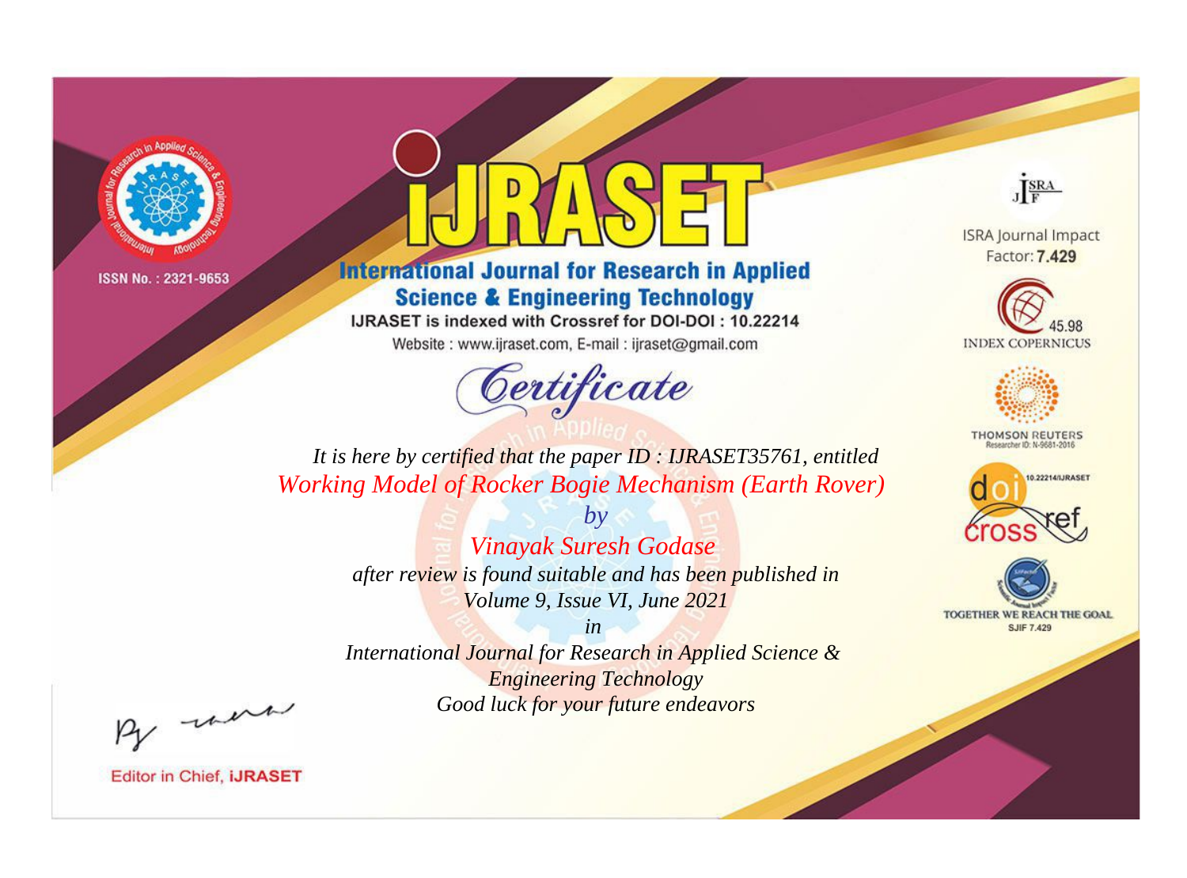ISSN No. : 2321-9653

# International Journal for Research in Applied Science & Engineering Technology

IJRASET is indexed with Crossref for DOI-DOI : 10.22214

Website : www.ijraset.com, E-mail : ijraset@gmail.com

## Certificate

*It is here by certified that the paper ID : IJRASET35761, entitled*

*Working Model of Rocker Bogie Mechanism (Earth Rover)*

*by*

*Vinayak Suresh Godase*

*after review is found suitable and has been published in*

*Volume 9, Issue VI, June 2021*

*in*

*International Journal for Research in Applied Science & Engineering Technology*

*Good luck for your future endeavors*

ISRA Journal Impact Factor: **7.429**

45.98 INDEX COPERNICUS

THOMSON REUTERS Researcher ID: N-9681-2016

10.22214/IJRASET

TOGETHER WE REACH THE GOAL SJIF 7.429

Editor in Chief, **iJRASET**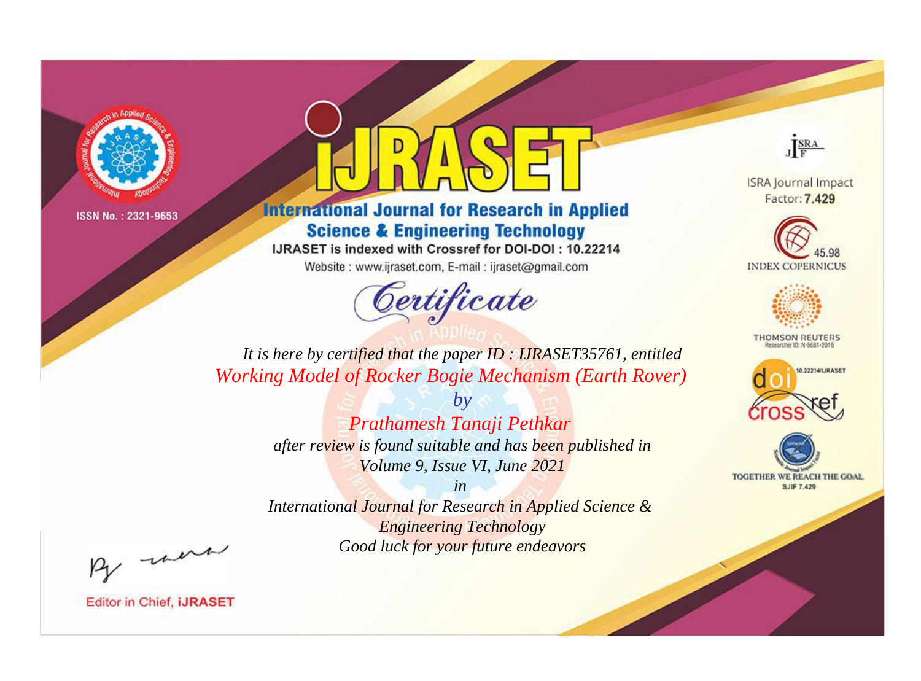ISSN No. : 2321-9653

# IJRASET

## International Journal for Research in Applied Science & Engineering Technology

IJRASET is indexed with Crossref for DOI-DOI : 10.22214

Website : www.ijraset.com, E-mail : ijraset@gmail.com

*Certificate*

*It is here by certified that the paper ID : IJRASET35761, entitled*

*Working Model of Rocker Bogie Mechanism (Earth Rover)*

*by*

*Prathamesh Tanaji Pethkar*

*after review is found suitable and has been published in*

*Volume 9, Issue VI, June 2021*

*in*

*International Journal for Research in Applied Science & Engineering Technology*

*Good luck for your future endeavors*

ISRA Journal Impact Factor: **7.429**

45.98 INDEX COPERNICUS

THOMSON REUTERS Researcher ID: N-9681-2016

10.22214/IJRASET

TOGETHER WE REACH THE GOAL SJIF 7.429

Editor in Chief, **iJRASET**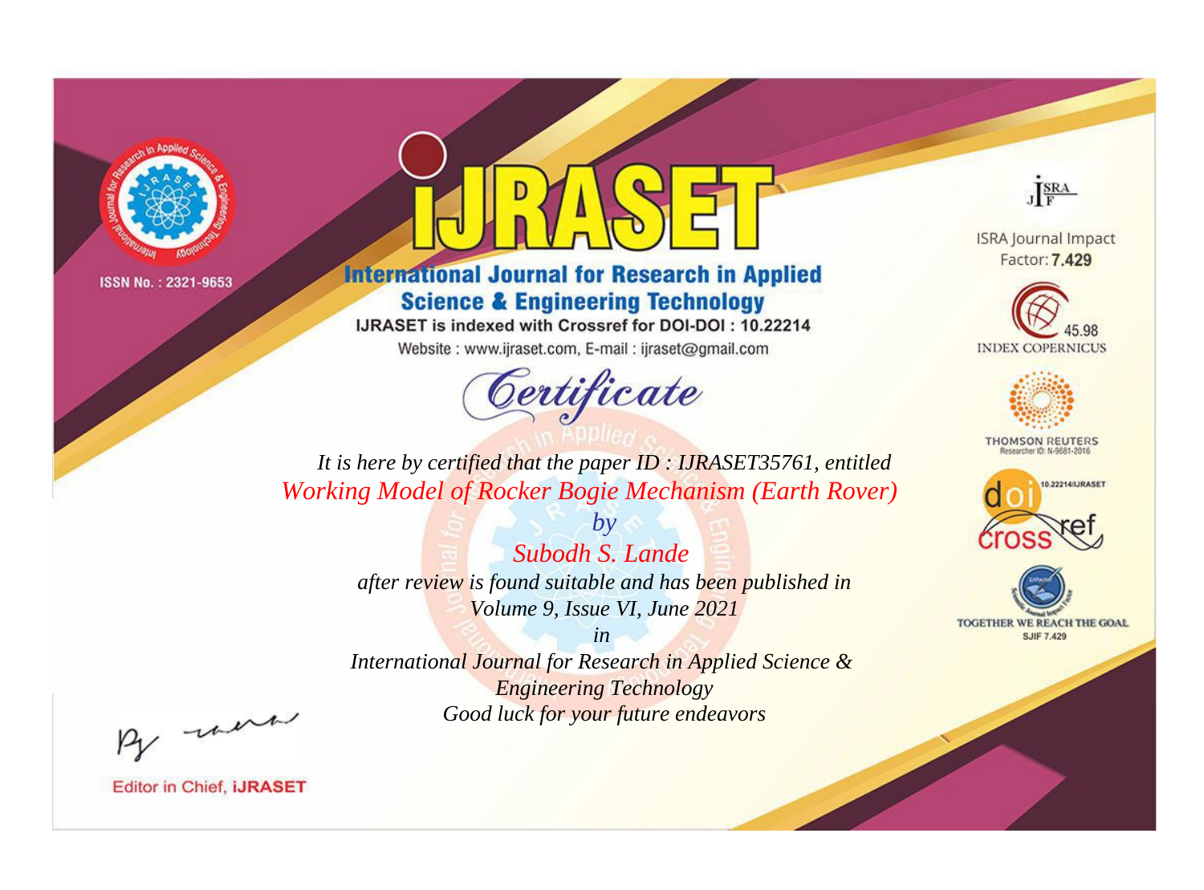ISSN No. : 2321-9653

# IJRASET

## International Journal for Research in Applied Science & Engineering Technology

IJRASET is indexed with Crossref for DOI-DOI : 10.22214

Website : www.ijraset.com, E-mail : ijraset@gmail.com

*Certificate*

*It is here by certified that the paper ID : IJRASET35761, entitled*

*Working Model of Rocker Bogie Mechanism (Earth Rover)*

*by*

*Subodh S. Lande*

*after review is found suitable and has been published in*

*Volume 9, Issue VI, June 2021*

*in*

*International Journal for Research in Applied Science & Engineering Technology*

*Good luck for your future endeavors*

ISRA Journal Impact Factor: **7.429**

45.98 INDEX COPERNICUS

THOMSON REUTERS Researcher ID: N-9681-2016

10.22214/IJRASET

TOGETHER WE REACH THE GOAL SJIF 7.429

Editor in Chief, **iJRASET**